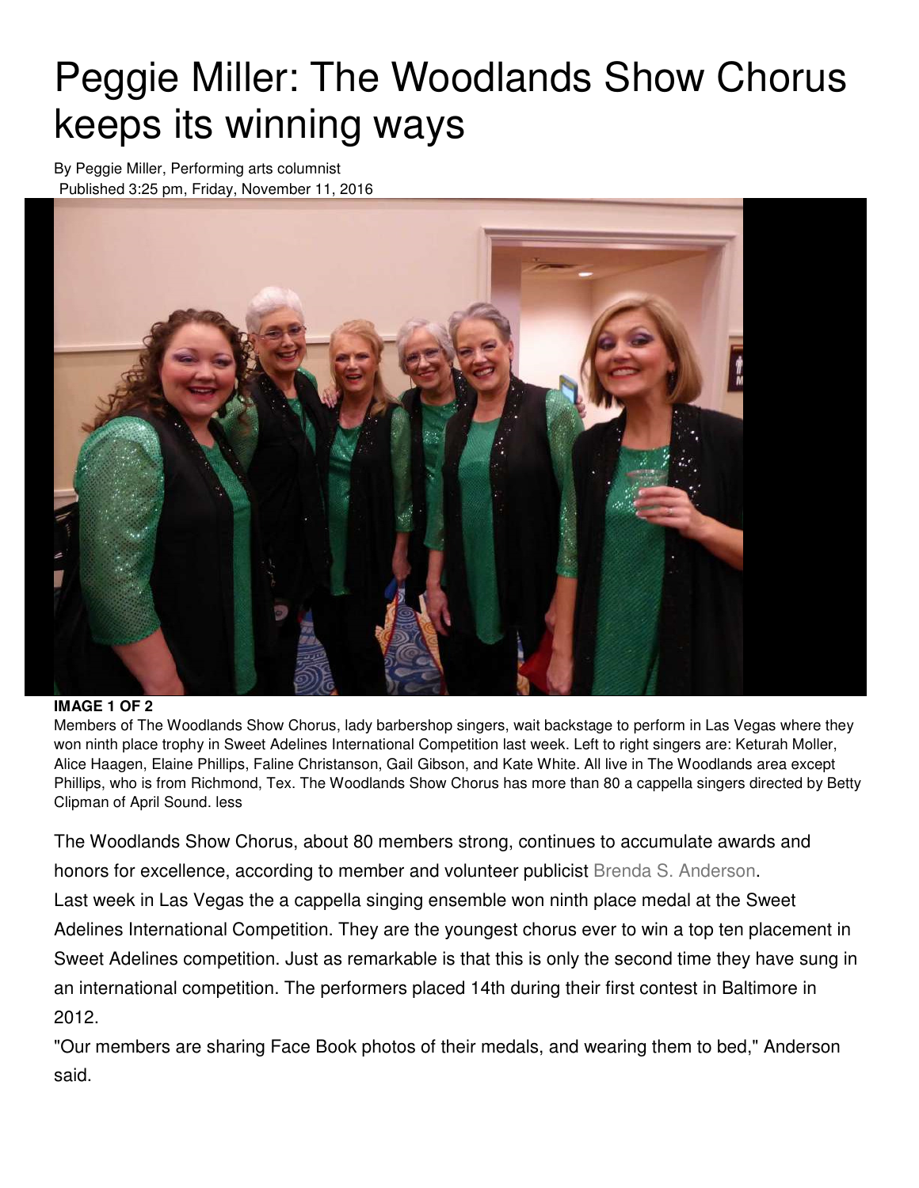# Peggie Miller: The Woodlands Show Chorus keeps its winning ways

By Peggie Miller, Performing arts columnist
Published 3:25 pm, Friday, November 11, 2016

**IMAGE 1 OF 2**

Members of The Woodlands Show Chorus, lady barbershop singers, wait backstage to perform in Las Vegas where they won ninth place trophy in Sweet Adelines International Competition last week. Left to right singers are: Keturah Moller, Alice Haagen, Elaine Phillips, Faline Christanson, Gail Gibson, and Kate White. All live in The Woodlands area except Phillips, who is from Richmond, Tex. The Woodlands Show Chorus has more than 80 a cappella singers directed by Betty Clipman of April Sound. less

The Woodlands Show Chorus, about 80 members strong, continues to accumulate awards and honors for excellence, according to member and volunteer publicist Brenda S. Anderson.

Last week in Las Vegas the a cappella singing ensemble won ninth place medal at the Sweet Adelines International Competition. They are the youngest chorus ever to win a top ten placement in Sweet Adelines competition. Just as remarkable is that this is only the second time they have sung in an international competition. The performers placed 14th during their first contest in Baltimore in 2012.

"Our members are sharing Face Book photos of their medals, and wearing them to bed," Anderson said.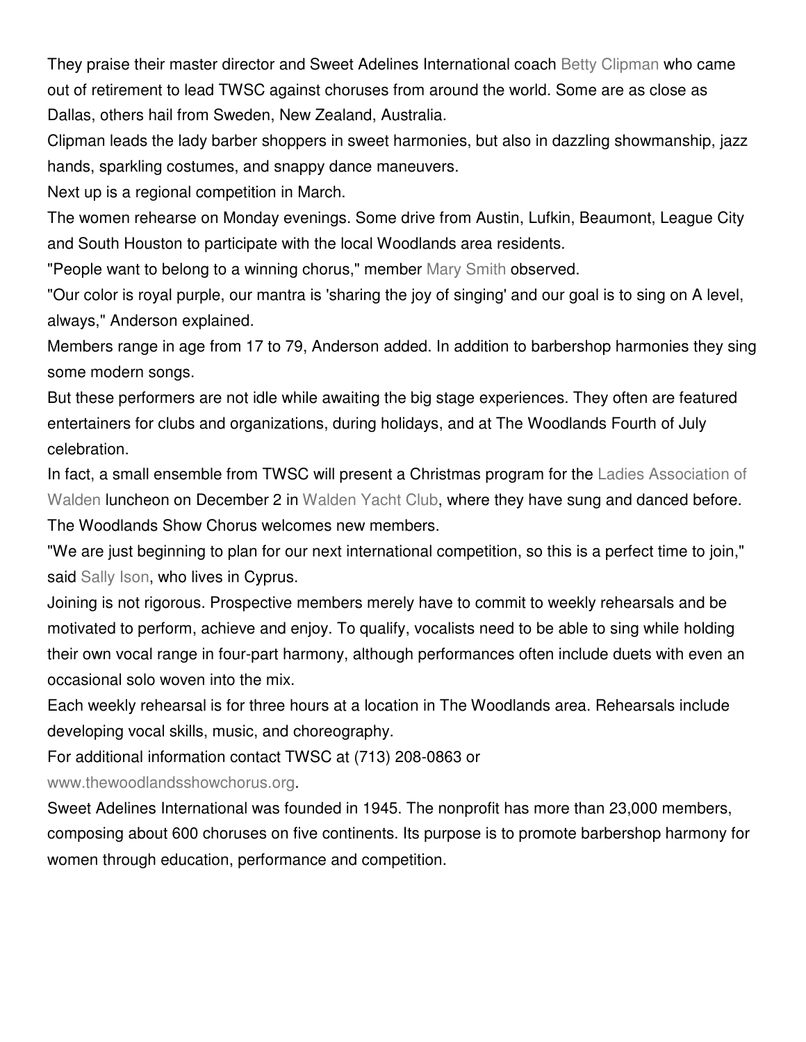They praise their master director and Sweet Adelines International coach Betty Clipman who came out of retirement to lead TWSC against choruses from around the world. Some are as close as Dallas, others hail from Sweden, New Zealand, Australia.

Clipman leads the lady barber shoppers in sweet harmonies, but also in dazzling showmanship, jazz hands, sparkling costumes, and snappy dance maneuvers.

Next up is a regional competition in March.

The women rehearse on Monday evenings. Some drive from Austin, Lufkin, Beaumont, League City and South Houston to participate with the local Woodlands area residents.

"People want to belong to a winning chorus," member Mary Smith observed.

"Our color is royal purple, our mantra is 'sharing the joy of singing' and our goal is to sing on A level, always," Anderson explained.

Members range in age from 17 to 79, Anderson added. In addition to barbershop harmonies they sing some modern songs.

But these performers are not idle while awaiting the big stage experiences. They often are featured entertainers for clubs and organizations, during holidays, and at The Woodlands Fourth of July celebration.

In fact, a small ensemble from TWSC will present a Christmas program for the Ladies Association of Walden luncheon on December 2 in Walden Yacht Club, where they have sung and danced before.

The Woodlands Show Chorus welcomes new members.

"We are just beginning to plan for our next international competition, so this is a perfect time to join," said Sally Ison, who lives in Cyprus.

Joining is not rigorous. Prospective members merely have to commit to weekly rehearsals and be motivated to perform, achieve and enjoy. To qualify, vocalists need to be able to sing while holding their own vocal range in four-part harmony, although performances often include duets with even an occasional solo woven into the mix.

Each weekly rehearsal is for three hours at a location in The Woodlands area. Rehearsals include developing vocal skills, music, and choreography.

For additional information contact TWSC at (713) 208-0863 or www.thewoodlandsshowchorus.org.

Sweet Adelines International was founded in 1945. The nonprofit has more than 23,000 members, composing about 600 choruses on five continents. Its purpose is to promote barbershop harmony for women through education, performance and competition.